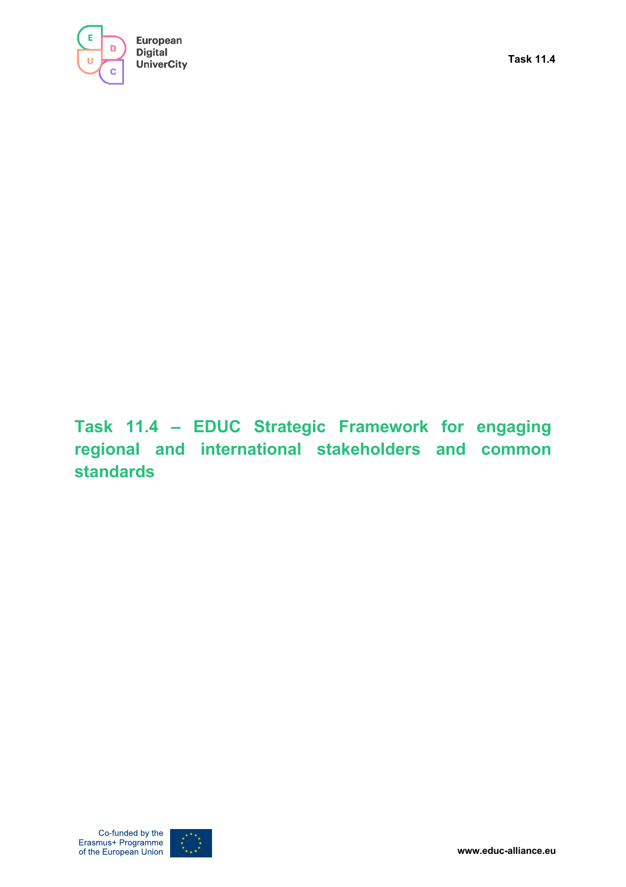# Task 11.4 – EDUC Strategic Framework for engaging regional and international stakeholders and common standards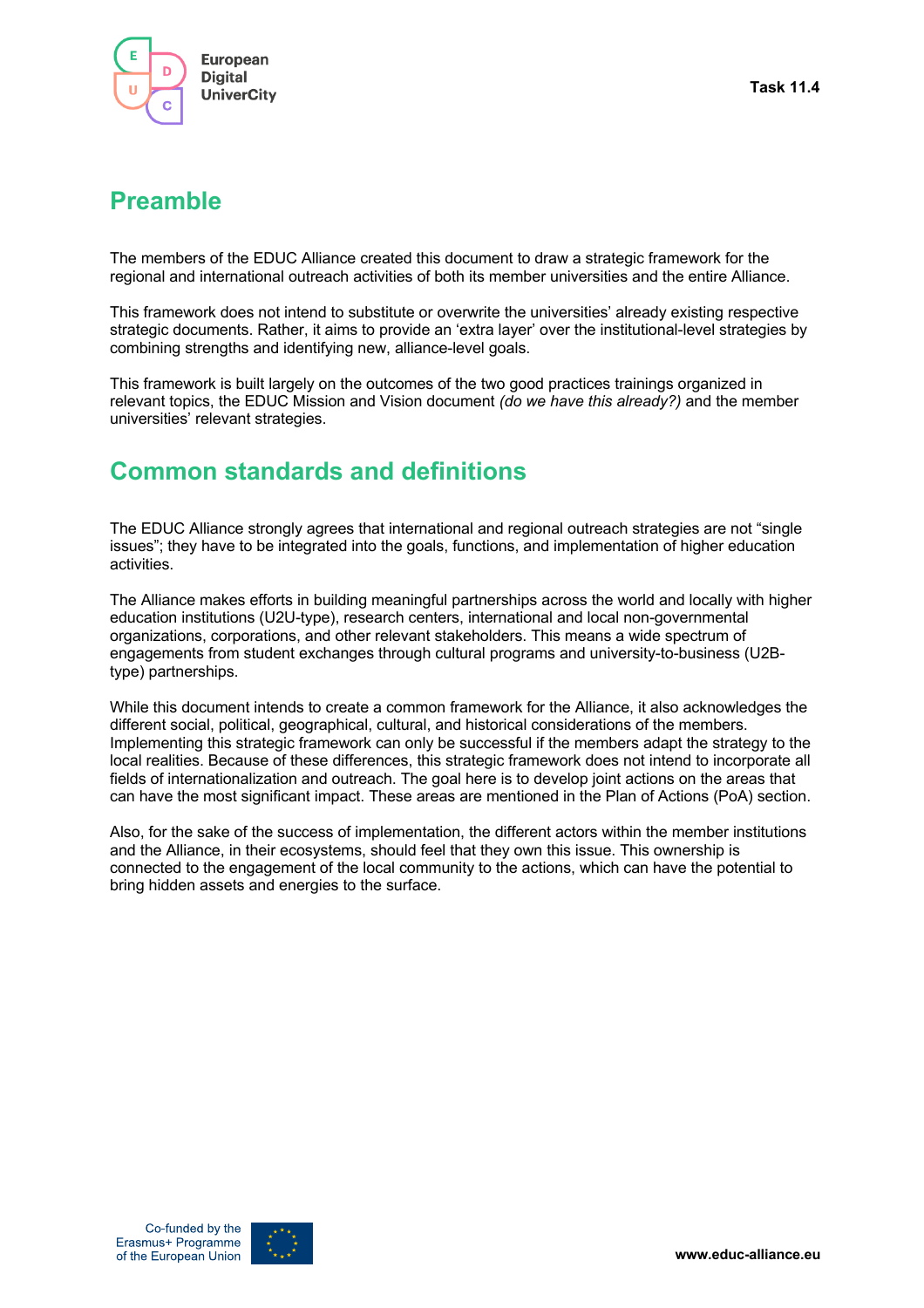## Preamble

The members of the EDUC Alliance created this document to draw a strategic framework for the regional and international outreach activities of both its member universities and the entire Alliance.

This framework does not intend to substitute or overwrite the universities' already existing respective strategic documents. Rather, it aims to provide an 'extra layer' over the institutional-level strategies by combining strengths and identifying new, alliance-level goals.

This framework is built largely on the outcomes of the two good practices trainings organized in relevant topics, the EDUC Mission and Vision document *(do we have this already?)* and the member universities' relevant strategies.

## Common standards and definitions

The EDUC Alliance strongly agrees that international and regional outreach strategies are not "single issues"; they have to be integrated into the goals, functions, and implementation of higher education activities.

The Alliance makes efforts in building meaningful partnerships across the world and locally with higher education institutions (U2U-type), research centers, international and local non-governmental organizations, corporations, and other relevant stakeholders. This means a wide spectrum of engagements from student exchanges through cultural programs and university-to-business (U2B-type) partnerships.

While this document intends to create a common framework for the Alliance, it also acknowledges the different social, political, geographical, cultural, and historical considerations of the members. Implementing this strategic framework can only be successful if the members adapt the strategy to the local realities. Because of these differences, this strategic framework does not intend to incorporate all fields of internationalization and outreach. The goal here is to develop joint actions on the areas that can have the most significant impact. These areas are mentioned in the Plan of Actions (PoA) section.

Also, for the sake of the success of implementation, the different actors within the member institutions and the Alliance, in their ecosystems, should feel that they own this issue. This ownership is connected to the engagement of the local community to the actions, which can have the potential to bring hidden assets and energies to the surface.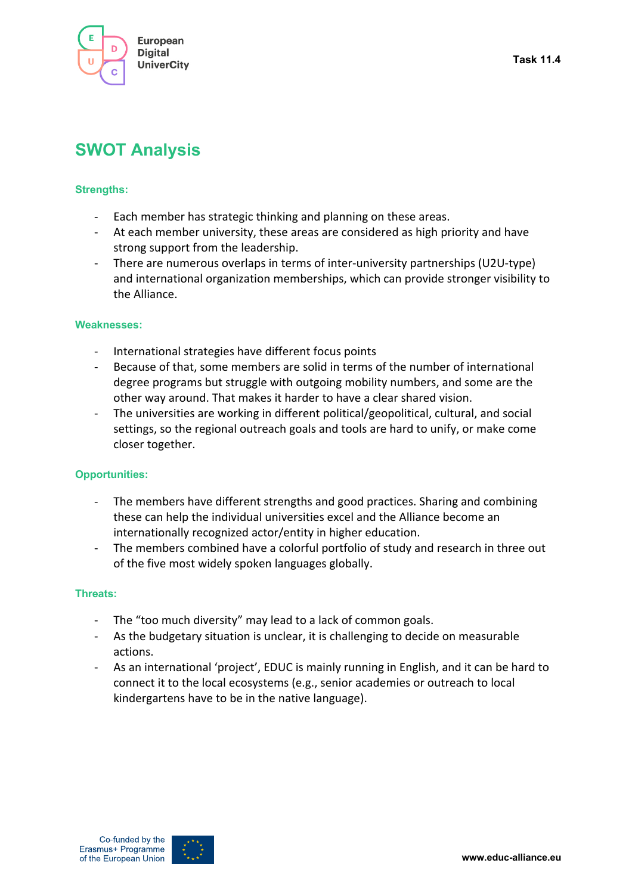# SWOT Analysis

#### Strengths:

- Each member has strategic thinking and planning on these areas.
- At each member university, these areas are considered as high priority and have strong support from the leadership.
- There are numerous overlaps in terms of inter-university partnerships (U2U-type) and international organization memberships, which can provide stronger visibility to the Alliance.

#### Weaknesses:

- International strategies have different focus points
- Because of that, some members are solid in terms of the number of international degree programs but struggle with outgoing mobility numbers, and some are the other way around. That makes it harder to have a clear shared vision.
- The universities are working in different political/geopolitical, cultural, and social settings, so the regional outreach goals and tools are hard to unify, or make come closer together.

#### Opportunities:

- The members have different strengths and good practices. Sharing and combining these can help the individual universities excel and the Alliance become an internationally recognized actor/entity in higher education.
- The members combined have a colorful portfolio of study and research in three out of the five most widely spoken languages globally.

#### Threats:

- The “too much diversity” may lead to a lack of common goals.
- As the budgetary situation is unclear, it is challenging to decide on measurable actions.
- As an international ‘project’, EDUC is mainly running in English, and it can be hard to connect it to the local ecosystems (e.g., senior academies or outreach to local kindergartens have to be in the native language).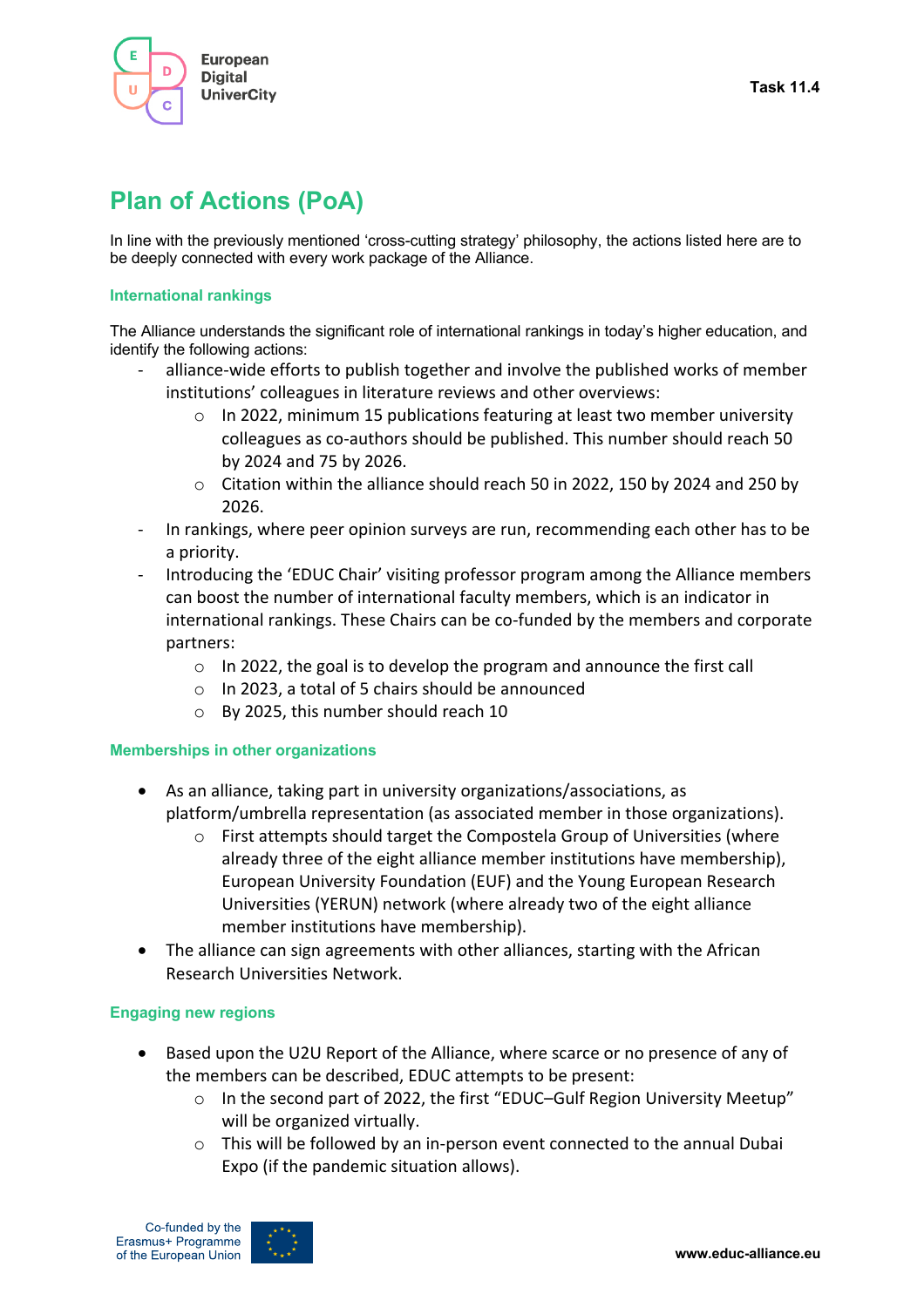## Plan of Actions (PoA)

In line with the previously mentioned 'cross-cutting strategy' philosophy, the actions listed here are to be deeply connected with every work package of the Alliance.

### International rankings

The Alliance understands the significant role of international rankings in today's higher education, and identify the following actions:

- alliance-wide efforts to publish together and involve the published works of member institutions' colleagues in literature reviews and other overviews:
  - In 2022, minimum 15 publications featuring at least two member university colleagues as co-authors should be published. This number should reach 50 by 2024 and 75 by 2026.
  - Citation within the alliance should reach 50 in 2022, 150 by 2024 and 250 by 2026.
- In rankings, where peer opinion surveys are run, recommending each other has to be a priority.
- Introducing the 'EDUC Chair' visiting professor program among the Alliance members can boost the number of international faculty members, which is an indicator in international rankings. These Chairs can be co-funded by the members and corporate partners:
  - In 2022, the goal is to develop the program and announce the first call
  - In 2023, a total of 5 chairs should be announced
  - By 2025, this number should reach 10

### Memberships in other organizations

- As an alliance, taking part in university organizations/associations, as platform/umbrella representation (as associated member in those organizations).
  - First attempts should target the Compostela Group of Universities (where already three of the eight alliance member institutions have membership), European University Foundation (EUF) and the Young European Research Universities (YERUN) network (where already two of the eight alliance member institutions have membership).
- The alliance can sign agreements with other alliances, starting with the African Research Universities Network.

### Engaging new regions

- Based upon the U2U Report of the Alliance, where scarce or no presence of any of the members can be described, EDUC attempts to be present:
  - In the second part of 2022, the first "EDUC–Gulf Region University Meetup" will be organized virtually.
  - This will be followed by an in-person event connected to the annual Dubai Expo (if the pandemic situation allows).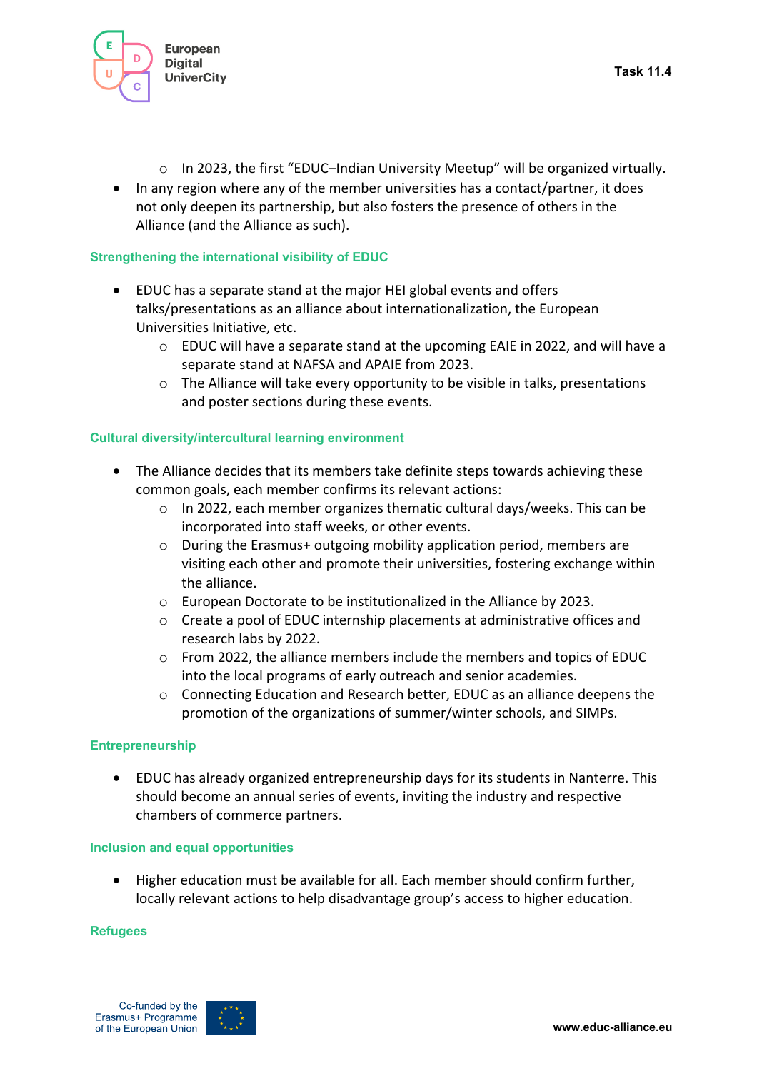- In 2023, the first "EDUC–Indian University Meetup" will be organized virtually.
- In any region where any of the member universities has a contact/partner, it does not only deepen its partnership, but also fosters the presence of others in the Alliance (and the Alliance as such).

### Strengthening the international visibility of EDUC

- EDUC has a separate stand at the major HEI global events and offers talks/presentations as an alliance about internationalization, the European Universities Initiative, etc.
    - EDUC will have a separate stand at the upcoming EAIE in 2022, and will have a separate stand at NAFSA and APAIE from 2023.
    - The Alliance will take every opportunity to be visible in talks, presentations and poster sections during these events.

### Cultural diversity/intercultural learning environment

- The Alliance decides that its members take definite steps towards achieving these common goals, each member confirms its relevant actions:
    - In 2022, each member organizes thematic cultural days/weeks. This can be incorporated into staff weeks, or other events.
    - During the Erasmus+ outgoing mobility application period, members are visiting each other and promote their universities, fostering exchange within the alliance.
    - European Doctorate to be institutionalized in the Alliance by 2023.
    - Create a pool of EDUC internship placements at administrative offices and research labs by 2022.
    - From 2022, the alliance members include the members and topics of EDUC into the local programs of early outreach and senior academies.
    - Connecting Education and Research better, EDUC as an alliance deepens the promotion of the organizations of summer/winter schools, and SIMPs.

### Entrepreneurship

- EDUC has already organized entrepreneurship days for its students in Nanterre. This should become an annual series of events, inviting the industry and respective chambers of commerce partners.

### Inclusion and equal opportunities

- Higher education must be available for all. Each member should confirm further, locally relevant actions to help disadvantage group's access to higher education.

### Refugees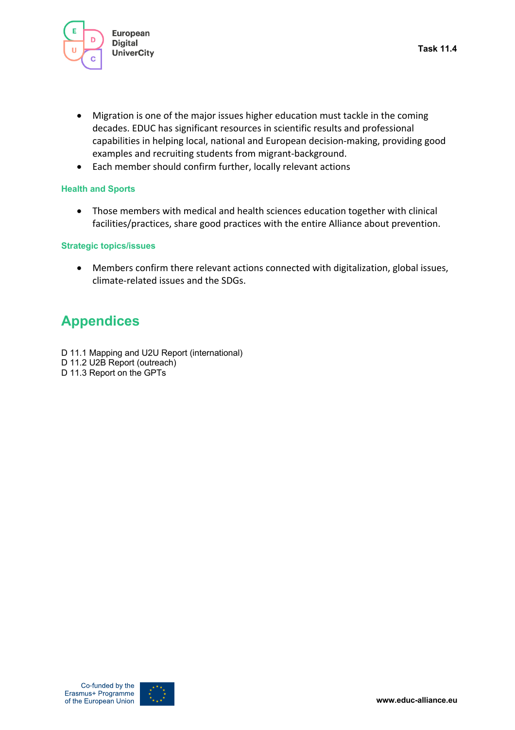- Migration is one of the major issues higher education must tackle in the coming decades. EDUC has significant resources in scientific results and professional capabilities in helping local, national and European decision-making, providing good examples and recruiting students from migrant-background.
- Each member should confirm further, locally relevant actions

### Health and Sports

- Those members with medical and health sciences education together with clinical facilities/practices, share good practices with the entire Alliance about prevention.

### Strategic topics/issues

- Members confirm there relevant actions connected with digitalization, global issues, climate-related issues and the SDGs.

## Appendices

D 11.1 Mapping and U2U Report (international)
D 11.2 U2B Report (outreach)
D 11.3 Report on the GPTs